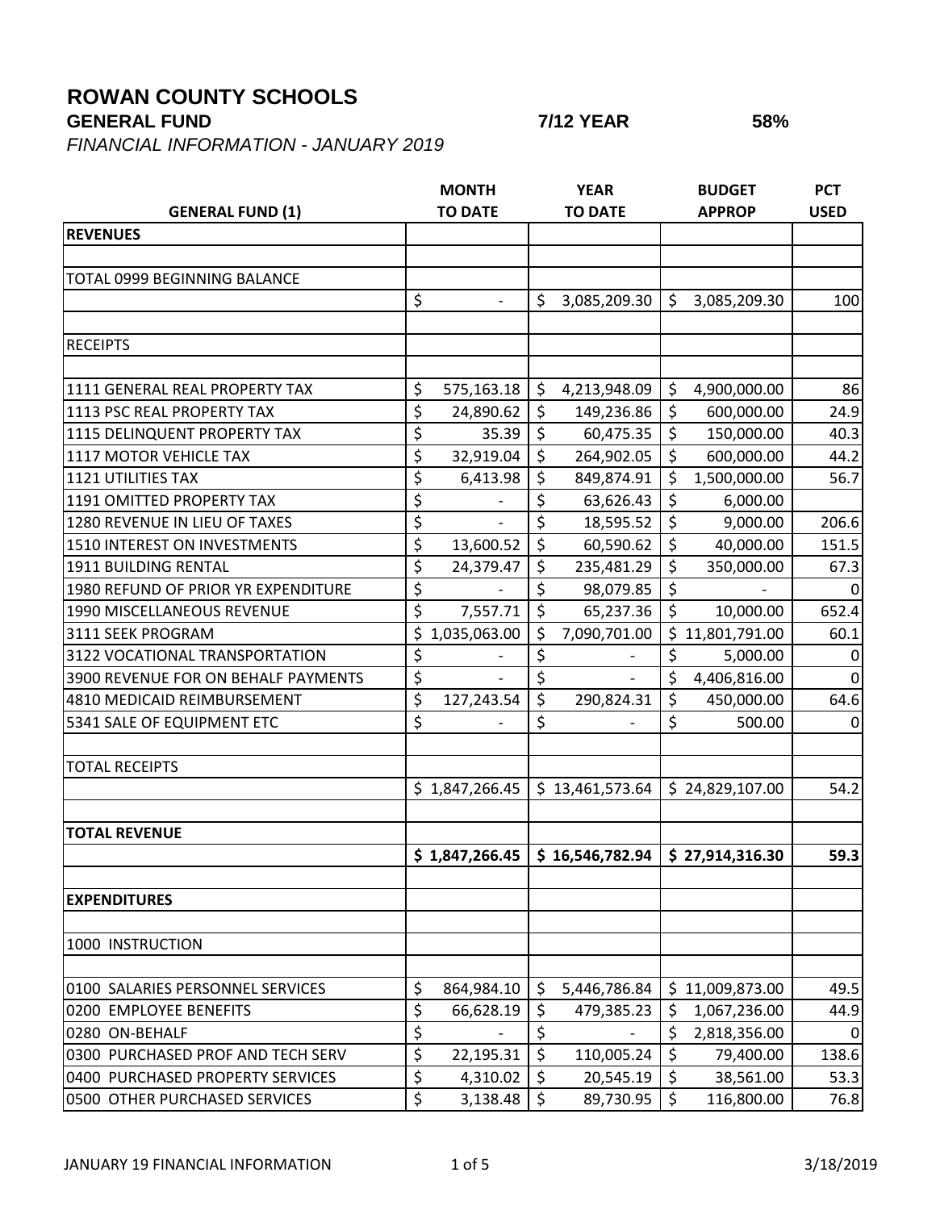# ROWAN COUNTY SCHOOLS

**GENERAL FUND** **7/12 YEAR** **58%**

*FINANCIAL INFORMATION - JANUARY 2019*

| GENERAL FUND (1) | MONTH TO DATE | YEAR TO DATE | BUDGET APPROP | PCT USED |
|---|---|---|---|---|
| **REVENUES** | | | | |
| | | | | |
| TOTAL 0999 BEGINNING BALANCE | | | | |
| | $ - | $ 3,085,209.30 | $ 3,085,209.30 | 100 |
| | | | | |
| RECEIPTS | | | | |
| | | | | |
| 1111 GENERAL REAL PROPERTY TAX | $ 575,163.18 | $ 4,213,948.09 | $ 4,900,000.00 | 86 |
| 1113 PSC REAL PROPERTY TAX | $ 24,890.62 | $ 149,236.86 | $ 600,000.00 | 24.9 |
| 1115 DELINQUENT PROPERTY TAX | $ 35.39 | $ 60,475.35 | $ 150,000.00 | 40.3 |
| 1117 MOTOR VEHICLE TAX | $ 32,919.04 | $ 264,902.05 | $ 600,000.00 | 44.2 |
| 1121 UTILITIES TAX | $ 6,413.98 | $ 849,874.91 | $ 1,500,000.00 | 56.7 |
| 1191 OMITTED PROPERTY TAX | $ - | $ 63,626.43 | $ 6,000.00 | |
| 1280 REVENUE IN LIEU OF TAXES | $ - | $ 18,595.52 | $ 9,000.00 | 206.6 |
| 1510 INTEREST ON INVESTMENTS | $ 13,600.52 | $ 60,590.62 | $ 40,000.00 | 151.5 |
| 1911 BUILDING RENTAL | $ 24,379.47 | $ 235,481.29 | $ 350,000.00 | 67.3 |
| 1980 REFUND OF PRIOR YR EXPENDITURE | $ - | $ 98,079.85 | $ - | 0 |
| 1990 MISCELLANEOUS REVENUE | $ 7,557.71 | $ 65,237.36 | $ 10,000.00 | 652.4 |
| 3111 SEEK PROGRAM | $ 1,035,063.00 | $ 7,090,701.00 | $ 11,801,791.00 | 60.1 |
| 3122 VOCATIONAL TRANSPORTATION | $ - | $ - | $ 5,000.00 | 0 |
| 3900 REVENUE FOR ON BEHALF PAYMENTS | $ - | $ - | $ 4,406,816.00 | 0 |
| 4810 MEDICAID REIMBURSEMENT | $ 127,243.54 | $ 290,824.31 | $ 450,000.00 | 64.6 |
| 5341 SALE OF EQUIPMENT ETC | $ - | $ - | $ 500.00 | 0 |
| | | | | |
| TOTAL RECEIPTS | | | | |
| | $ 1,847,266.45 | $ 13,461,573.64 | $ 24,829,107.00 | 54.2 |
| | | | | |
| **TOTAL REVENUE** | | | | |
| | **$ 1,847,266.45** | **$ 16,546,782.94** | **$ 27,914,316.30** | **59.3** |
| | | | | |
| **EXPENDITURES** | | | | |
| | | | | |
| 1000 INSTRUCTION | | | | |
| | | | | |
| 0100 SALARIES PERSONNEL SERVICES | $ 864,984.10 | $ 5,446,786.84 | $ 11,009,873.00 | 49.5 |
| 0200 EMPLOYEE BENEFITS | $ 66,628.19 | $ 479,385.23 | $ 1,067,236.00 | 44.9 |
| 0280 ON-BEHALF | $ - | $ - | $ 2,818,356.00 | 0 |
| 0300 PURCHASED PROF AND TECH SERV | $ 22,195.31 | $ 110,005.24 | $ 79,400.00 | 138.6 |
| 0400 PURCHASED PROPERTY SERVICES | $ 4,310.02 | $ 20,545.19 | $ 38,561.00 | 53.3 |
| 0500 OTHER PURCHASED SERVICES | $ 3,138.48 | $ 89,730.95 | $ 116,800.00 | 76.8 |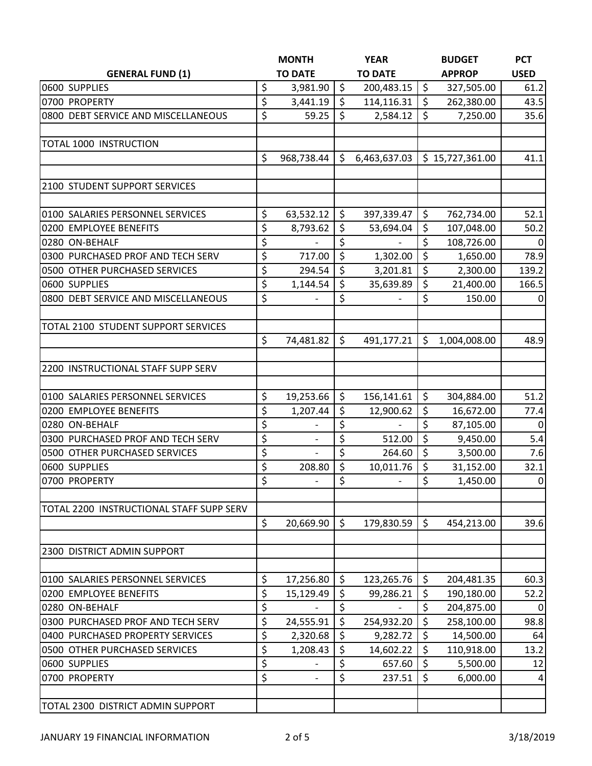| GENERAL FUND (1) | MONTH TO DATE | YEAR TO DATE | BUDGET APPROP | PCT USED |
|---|---|---|---|---|
| 0600 SUPPLIES | $ 3,981.90 | $ 200,483.15 | $ 327,505.00 | 61.2 |
| 0700 PROPERTY | $ 3,441.19 | $ 114,116.31 | $ 262,380.00 | 43.5 |
| 0800 DEBT SERVICE AND MISCELLANEOUS | $ 59.25 | $ 2,584.12 | $ 7,250.00 | 35.6 |
| | | | | |
| TOTAL 1000 INSTRUCTION | | | | |
| | $ 968,738.44 | $ 6,463,637.03 | $ 15,727,361.00 | 41.1 |
| | | | | |
| 2100 STUDENT SUPPORT SERVICES | | | | |
| | | | | |
| 0100 SALARIES PERSONNEL SERVICES | $ 63,532.12 | $ 397,339.47 | $ 762,734.00 | 52.1 |
| 0200 EMPLOYEE BENEFITS | $ 8,793.62 | $ 53,694.04 | $ 107,048.00 | 50.2 |
| 0280 ON-BEHALF | $ - | $ - | $ 108,726.00 | 0 |
| 0300 PURCHASED PROF AND TECH SERV | $ 717.00 | $ 1,302.00 | $ 1,650.00 | 78.9 |
| 0500 OTHER PURCHASED SERVICES | $ 294.54 | $ 3,201.81 | $ 2,300.00 | 139.2 |
| 0600 SUPPLIES | $ 1,144.54 | $ 35,639.89 | $ 21,400.00 | 166.5 |
| 0800 DEBT SERVICE AND MISCELLANEOUS | $ - | $ - | $ 150.00 | 0 |
| | | | | |
| TOTAL 2100 STUDENT SUPPORT SERVICES | | | | |
| | $ 74,481.82 | $ 491,177.21 | $ 1,004,008.00 | 48.9 |
| | | | | |
| 2200 INSTRUCTIONAL STAFF SUPP SERV | | | | |
| | | | | |
| 0100 SALARIES PERSONNEL SERVICES | $ 19,253.66 | $ 156,141.61 | $ 304,884.00 | 51.2 |
| 0200 EMPLOYEE BENEFITS | $ 1,207.44 | $ 12,900.62 | $ 16,672.00 | 77.4 |
| 0280 ON-BEHALF | $ - | $ - | $ 87,105.00 | 0 |
| 0300 PURCHASED PROF AND TECH SERV | $ - | $ 512.00 | $ 9,450.00 | 5.4 |
| 0500 OTHER PURCHASED SERVICES | $ - | $ 264.60 | $ 3,500.00 | 7.6 |
| 0600 SUPPLIES | $ 208.80 | $ 10,011.76 | $ 31,152.00 | 32.1 |
| 0700 PROPERTY | $ - | $ - | $ 1,450.00 | 0 |
| | | | | |
| TOTAL 2200 INSTRUCTIONAL STAFF SUPP SERV | | | | |
| | $ 20,669.90 | $ 179,830.59 | $ 454,213.00 | 39.6 |
| | | | | |
| 2300 DISTRICT ADMIN SUPPORT | | | | |
| | | | | |
| 0100 SALARIES PERSONNEL SERVICES | $ 17,256.80 | $ 123,265.76 | $ 204,481.35 | 60.3 |
| 0200 EMPLOYEE BENEFITS | $ 15,129.49 | $ 99,286.21 | $ 190,180.00 | 52.2 |
| 0280 ON-BEHALF | $ - | $ - | $ 204,875.00 | 0 |
| 0300 PURCHASED PROF AND TECH SERV | $ 24,555.91 | $ 254,932.20 | $ 258,100.00 | 98.8 |
| 0400 PURCHASED PROPERTY SERVICES | $ 2,320.68 | $ 9,282.72 | $ 14,500.00 | 64 |
| 0500 OTHER PURCHASED SERVICES | $ 1,208.43 | $ 14,602.22 | $ 110,918.00 | 13.2 |
| 0600 SUPPLIES | $ - | $ 657.60 | $ 5,500.00 | 12 |
| 0700 PROPERTY | $ - | $ 237.51 | $ 6,000.00 | 4 |
| | | | | |
| TOTAL 2300 DISTRICT ADMIN SUPPORT | | | | |

JANUARY 19 FINANCIAL INFORMATION 3/18/2019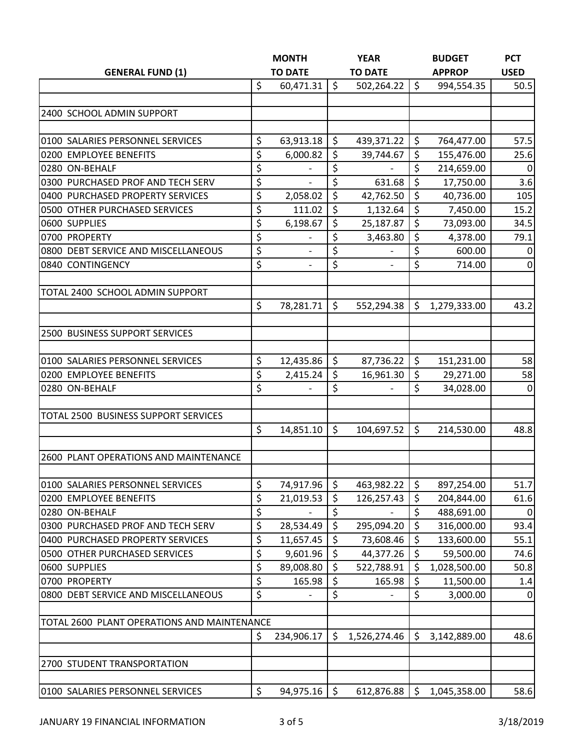| GENERAL FUND (1) | MONTH TO DATE | YEAR TO DATE | BUDGET APPROP | PCT USED |
|---|---|---|---|---|
| | $ 60,471.31 | $ 502,264.22 | $ 994,554.35 | 50.5 |
| | | | | |
| 2400 SCHOOL ADMIN SUPPORT | | | | |
| | | | | |
| 0100 SALARIES PERSONNEL SERVICES | $ 63,913.18 | $ 439,371.22 | $ 764,477.00 | 57.5 |
| 0200 EMPLOYEE BENEFITS | $ 6,000.82 | $ 39,744.67 | $ 155,476.00 | 25.6 |
| 0280 ON-BEHALF | $ - | $ - | $ 214,659.00 | 0 |
| 0300 PURCHASED PROF AND TECH SERV | $ - | $ 631.68 | $ 17,750.00 | 3.6 |
| 0400 PURCHASED PROPERTY SERVICES | $ 2,058.02 | $ 42,762.50 | $ 40,736.00 | 105 |
| 0500 OTHER PURCHASED SERVICES | $ 111.02 | $ 1,132.64 | $ 7,450.00 | 15.2 |
| 0600 SUPPLIES | $ 6,198.67 | $ 25,187.87 | $ 73,093.00 | 34.5 |
| 0700 PROPERTY | $ - | $ 3,463.80 | $ 4,378.00 | 79.1 |
| 0800 DEBT SERVICE AND MISCELLANEOUS | $ - | $ - | $ 600.00 | 0 |
| 0840 CONTINGENCY | $ - | $ - | $ 714.00 | 0 |
| | | | | |
| TOTAL 2400 SCHOOL ADMIN SUPPORT | | | | |
| | $ 78,281.71 | $ 552,294.38 | $ 1,279,333.00 | 43.2 |
| | | | | |
| 2500 BUSINESS SUPPORT SERVICES | | | | |
| | | | | |
| 0100 SALARIES PERSONNEL SERVICES | $ 12,435.86 | $ 87,736.22 | $ 151,231.00 | 58 |
| 0200 EMPLOYEE BENEFITS | $ 2,415.24 | $ 16,961.30 | $ 29,271.00 | 58 |
| 0280 ON-BEHALF | $ - | $ - | $ 34,028.00 | 0 |
| | | | | |
| TOTAL 2500 BUSINESS SUPPORT SERVICES | | | | |
| | $ 14,851.10 | $ 104,697.52 | $ 214,530.00 | 48.8 |
| | | | | |
| 2600 PLANT OPERATIONS AND MAINTENANCE | | | | |
| | | | | |
| 0100 SALARIES PERSONNEL SERVICES | $ 74,917.96 | $ 463,982.22 | $ 897,254.00 | 51.7 |
| 0200 EMPLOYEE BENEFITS | $ 21,019.53 | $ 126,257.43 | $ 204,844.00 | 61.6 |
| 0280 ON-BEHALF | $ - | $ - | $ 488,691.00 | 0 |
| 0300 PURCHASED PROF AND TECH SERV | $ 28,534.49 | $ 295,094.20 | $ 316,000.00 | 93.4 |
| 0400 PURCHASED PROPERTY SERVICES | $ 11,657.45 | $ 73,608.46 | $ 133,600.00 | 55.1 |
| 0500 OTHER PURCHASED SERVICES | $ 9,601.96 | $ 44,377.26 | $ 59,500.00 | 74.6 |
| 0600 SUPPLIES | $ 89,008.80 | $ 522,788.91 | $ 1,028,500.00 | 50.8 |
| 0700 PROPERTY | $ 165.98 | $ 165.98 | $ 11,500.00 | 1.4 |
| 0800 DEBT SERVICE AND MISCELLANEOUS | $ - | $ - | $ 3,000.00 | 0 |
| | | | | |
| TOTAL 2600 PLANT OPERATIONS AND MAINTENANCE | | | | |
| | $ 234,906.17 | $ 1,526,274.46 | $ 3,142,889.00 | 48.6 |
| | | | | |
| 2700 STUDENT TRANSPORTATION | | | | |
| | | | | |
| 0100 SALARIES PERSONNEL SERVICES | $ 94,975.16 | $ 612,876.88 | $ 1,045,358.00 | 58.6 |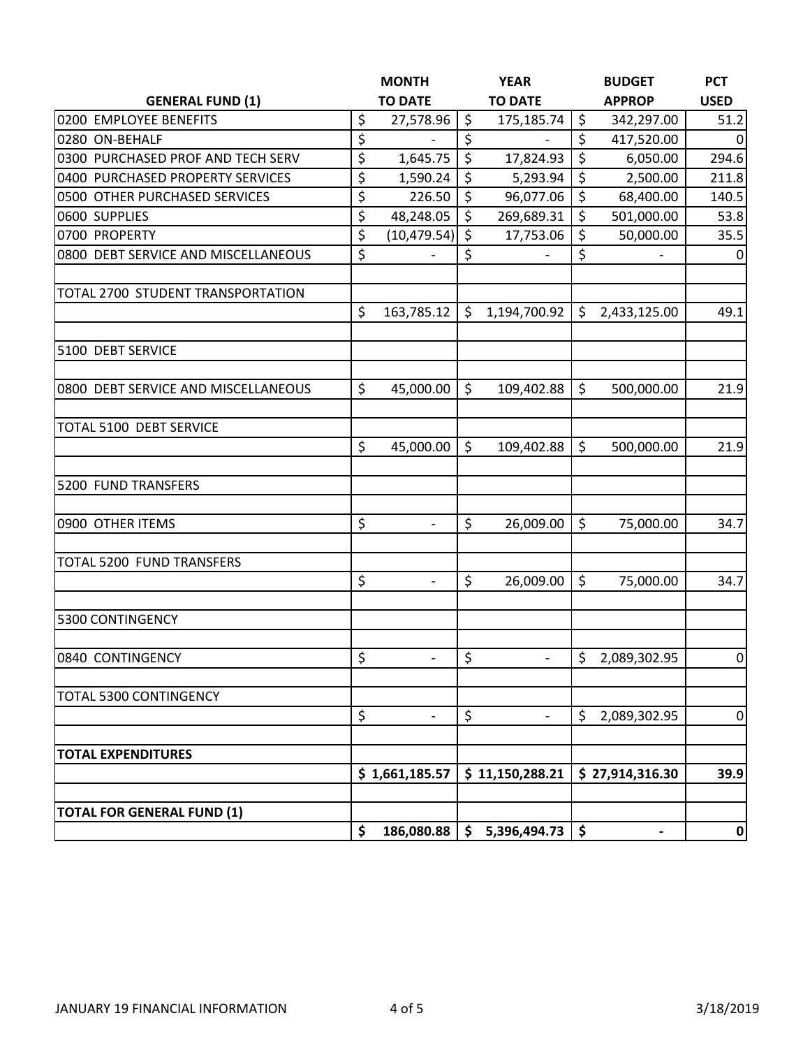| GENERAL FUND (1) | MONTH TO DATE | YEAR TO DATE | BUDGET APPROP | PCT USED |
|---|---|---|---|---|
| 0200 EMPLOYEE BENEFITS | $ 27,578.96 | $ 175,185.74 | $ 342,297.00 | 51.2 |
| 0280 ON-BEHALF | $ - | $ - | $ 417,520.00 | 0 |
| 0300 PURCHASED PROF AND TECH SERV | $ 1,645.75 | $ 17,824.93 | $ 6,050.00 | 294.6 |
| 0400 PURCHASED PROPERTY SERVICES | $ 1,590.24 | $ 5,293.94 | $ 2,500.00 | 211.8 |
| 0500 OTHER PURCHASED SERVICES | $ 226.50 | $ 96,077.06 | $ 68,400.00 | 140.5 |
| 0600 SUPPLIES | $ 48,248.05 | $ 269,689.31 | $ 501,000.00 | 53.8 |
| 0700 PROPERTY | $ (10,479.54) | $ 17,753.06 | $ 50,000.00 | 35.5 |
| 0800 DEBT SERVICE AND MISCELLANEOUS | $ - | $ - | $ - | 0 |
| | | | | |
| TOTAL 2700 STUDENT TRANSPORTATION | | | | |
| | $ 163,785.12 | $ 1,194,700.92 | $ 2,433,125.00 | 49.1 |
| | | | | |
| 5100 DEBT SERVICE | | | | |
| | | | | |
| 0800 DEBT SERVICE AND MISCELLANEOUS | $ 45,000.00 | $ 109,402.88 | $ 500,000.00 | 21.9 |
| | | | | |
| TOTAL 5100 DEBT SERVICE | | | | |
| | $ 45,000.00 | $ 109,402.88 | $ 500,000.00 | 21.9 |
| | | | | |
| 5200 FUND TRANSFERS | | | | |
| | | | | |
| 0900 OTHER ITEMS | $ - | $ 26,009.00 | $ 75,000.00 | 34.7 |
| | | | | |
| TOTAL 5200 FUND TRANSFERS | | | | |
| | $ - | $ 26,009.00 | $ 75,000.00 | 34.7 |
| | | | | |
| 5300 CONTINGENCY | | | | |
| | | | | |
| 0840 CONTINGENCY | $ - | $ - | $ 2,089,302.95 | 0 |
| | | | | |
| TOTAL 5300 CONTINGENCY | | | | |
| | $ - | $ - | $ 2,089,302.95 | 0 |
| | | | | |
| **TOTAL EXPENDITURES** | | | | |
| | **$ 1,661,185.57** | **$ 11,150,288.21** | **$ 27,914,316.30** | **39.9** |
| | | | | |
| **TOTAL FOR GENERAL FUND (1)** | | | | |
| | **$ 186,080.88** | **$ 5,396,494.73** | **$ -** | **0** |

JANUARY 19 FINANCIAL INFORMATION 3/18/2019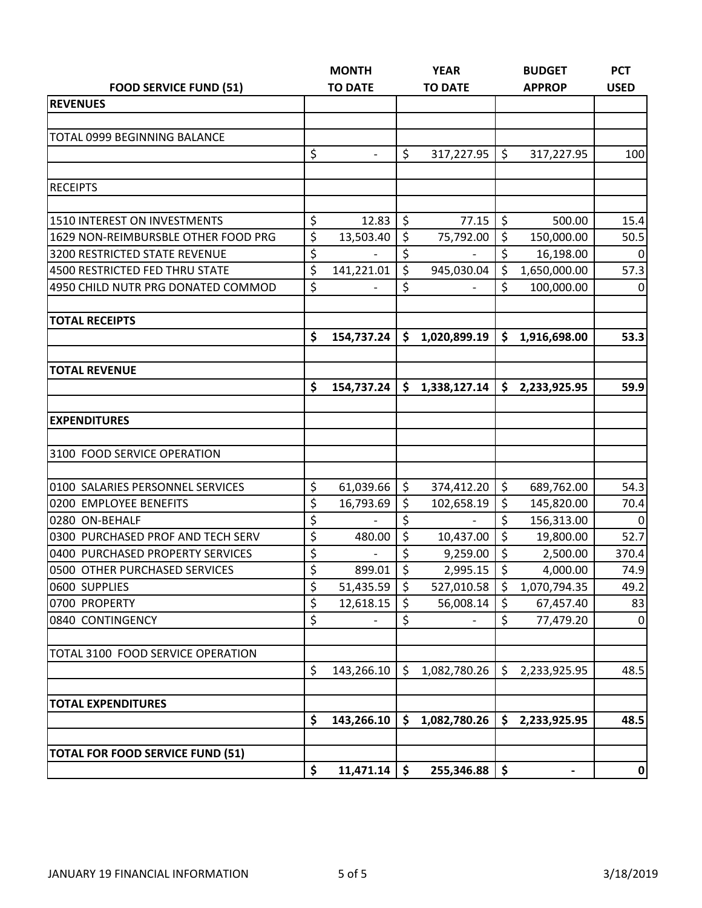| FOOD SERVICE FUND (51) | MONTH TO DATE | YEAR TO DATE | BUDGET APPROP | PCT USED |
|---|---|---|---|---|
| **REVENUES** | | | | |
| | | | | |
| TOTAL 0999 BEGINNING BALANCE | | | | |
| | $ - | $ 317,227.95 | $ 317,227.95 | 100 |
| | | | | |
| RECEIPTS | | | | |
| | | | | |
| 1510 INTEREST ON INVESTMENTS | $ 12.83 | $ 77.15 | $ 500.00 | 15.4 |
| 1629 NON-REIMBURSBLE OTHER FOOD PRG | $ 13,503.40 | $ 75,792.00 | $ 150,000.00 | 50.5 |
| 3200 RESTRICTED STATE REVENUE | $ - | $ - | $ 16,198.00 | 0 |
| 4500 RESTRICTED FED THRU STATE | $ 141,221.01 | $ 945,030.04 | $ 1,650,000.00 | 57.3 |
| 4950 CHILD NUTR PRG DONATED COMMOD | $ - | $ - | $ 100,000.00 | 0 |
| | | | | |
| **TOTAL RECEIPTS** | | | | |
| | **$ 154,737.24** | **$ 1,020,899.19** | **$ 1,916,698.00** | **53.3** |
| | | | | |
| **TOTAL REVENUE** | | | | |
| | **$ 154,737.24** | **$ 1,338,127.14** | **$ 2,233,925.95** | **59.9** |
| | | | | |
| **EXPENDITURES** | | | | |
| | | | | |
| 3100 FOOD SERVICE OPERATION | | | | |
| | | | | |
| 0100 SALARIES PERSONNEL SERVICES | $ 61,039.66 | $ 374,412.20 | $ 689,762.00 | 54.3 |
| 0200 EMPLOYEE BENEFITS | $ 16,793.69 | $ 102,658.19 | $ 145,820.00 | 70.4 |
| 0280 ON-BEHALF | $ - | $ - | $ 156,313.00 | 0 |
| 0300 PURCHASED PROF AND TECH SERV | $ 480.00 | $ 10,437.00 | $ 19,800.00 | 52.7 |
| 0400 PURCHASED PROPERTY SERVICES | $ - | $ 9,259.00 | $ 2,500.00 | 370.4 |
| 0500 OTHER PURCHASED SERVICES | $ 899.01 | $ 2,995.15 | $ 4,000.00 | 74.9 |
| 0600 SUPPLIES | $ 51,435.59 | $ 527,010.58 | $ 1,070,794.35 | 49.2 |
| 0700 PROPERTY | $ 12,618.15 | $ 56,008.14 | $ 67,457.40 | 83 |
| 0840 CONTINGENCY | $ - | $ - | $ 77,479.20 | 0 |
| | | | | |
| TOTAL 3100 FOOD SERVICE OPERATION | | | | |
| | $ 143,266.10 | $ 1,082,780.26 | $ 2,233,925.95 | 48.5 |
| | | | | |
| **TOTAL EXPENDITURES** | | | | |
| | **$ 143,266.10** | **$ 1,082,780.26** | **$ 2,233,925.95** | **48.5** |
| | | | | |
| **TOTAL FOR FOOD SERVICE FUND (51)** | | | | |
| | **$ 11,471.14** | **$ 255,346.88** | **$ -** | **0** |

JANUARY 19 FINANCIAL INFORMATION 3/18/2019